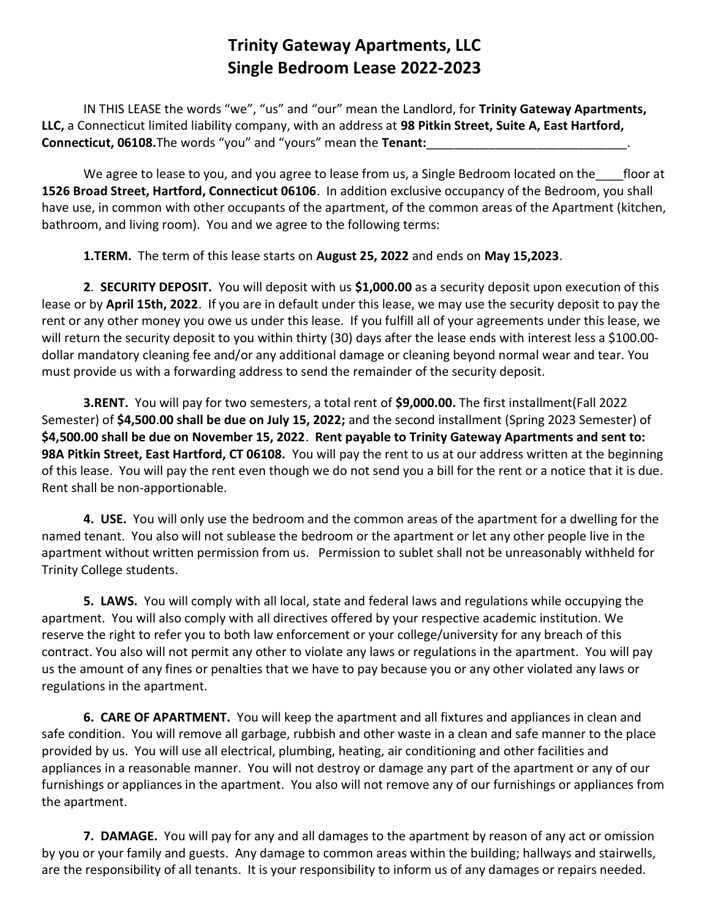# Trinity Gateway Apartments, LLC
# Single Bedroom Lease 2022-2023

IN THIS LEASE the words "we", "us" and "our" mean the Landlord, for **Trinity Gateway Apartments, LLC,** a Connecticut limited liability company, with an address at **98 Pitkin Street, Suite A, East Hartford, Connecticut, 06108.** The words "you" and "yours" mean the **Tenant:**_____________________________.

We agree to lease to you, and you agree to lease from us, a Single Bedroom located on the____floor at **1526 Broad Street, Hartford, Connecticut 06106**. In addition exclusive occupancy of the Bedroom, you shall have use, in common with other occupants of the apartment, of the common areas of the Apartment (kitchen, bathroom, and living room). You and we agree to the following terms:

**1.TERM.** The term of this lease starts on **August 25, 2022** and ends on **May 15,2023**.

**2. SECURITY DEPOSIT.** You will deposit with us **$1,000.00** as a security deposit upon execution of this lease or by **April 15th, 2022**. If you are in default under this lease, we may use the security deposit to pay the rent or any other money you owe us under this lease. If you fulfill all of your agreements under this lease, we will return the security deposit to you within thirty (30) days after the lease ends with interest less a $100.00-dollar mandatory cleaning fee and/or any additional damage or cleaning beyond normal wear and tear. You must provide us with a forwarding address to send the remainder of the security deposit.

**3.RENT.** You will pay for two semesters, a total rent of **$9,000.00.** The first installment(Fall 2022 Semester) of **$4,500.00 shall be due on July 15, 2022;** and the second installment (Spring 2023 Semester) of **$4,500.00 shall be due on November 15, 2022**. **Rent payable to Trinity Gateway Apartments and sent to: 98A Pitkin Street, East Hartford, CT 06108.** You will pay the rent to us at our address written at the beginning of this lease. You will pay the rent even though we do not send you a bill for the rent or a notice that it is due. Rent shall be non-apportionable.

**4. USE.** You will only use the bedroom and the common areas of the apartment for a dwelling for the named tenant. You also will not sublease the bedroom or the apartment or let any other people live in the apartment without written permission from us. Permission to sublet shall not be unreasonably withheld for Trinity College students.

**5. LAWS.** You will comply with all local, state and federal laws and regulations while occupying the apartment. You will also comply with all directives offered by your respective academic institution. We reserve the right to refer you to both law enforcement or your college/university for any breach of this contract. You also will not permit any other to violate any laws or regulations in the apartment. You will pay us the amount of any fines or penalties that we have to pay because you or any other violated any laws or regulations in the apartment.

**6. CARE OF APARTMENT.** You will keep the apartment and all fixtures and appliances in clean and safe condition. You will remove all garbage, rubbish and other waste in a clean and safe manner to the place provided by us. You will use all electrical, plumbing, heating, air conditioning and other facilities and appliances in a reasonable manner. You will not destroy or damage any part of the apartment or any of our furnishings or appliances in the apartment. You also will not remove any of our furnishings or appliances from the apartment.

**7. DAMAGE.** You will pay for any and all damages to the apartment by reason of any act or omission by you or your family and guests. Any damage to common areas within the building; hallways and stairwells, are the responsibility of all tenants. It is your responsibility to inform us of any damages or repairs needed.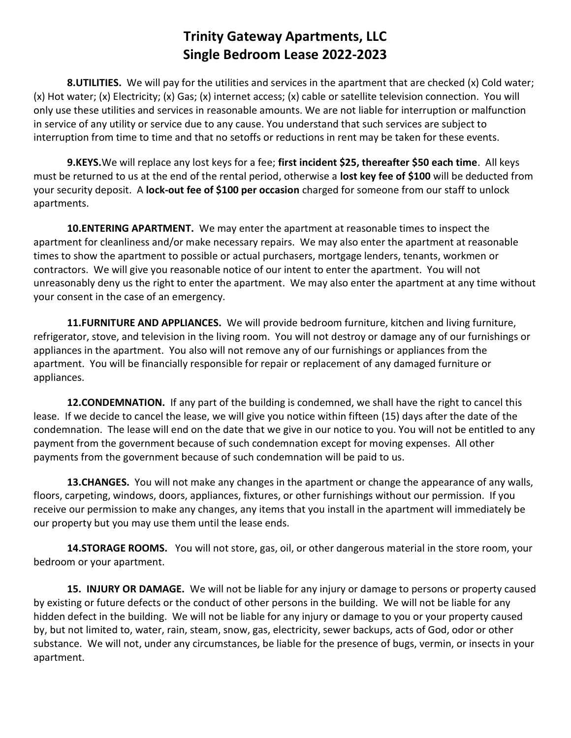# Trinity Gateway Apartments, LLC
# Single Bedroom Lease 2022-2023

**8.UTILITIES.** We will pay for the utilities and services in the apartment that are checked (x) Cold water; (x) Hot water; (x) Electricity; (x) Gas; (x) internet access; (x) cable or satellite television connection. You will only use these utilities and services in reasonable amounts. We are not liable for interruption or malfunction in service of any utility or service due to any cause. You understand that such services are subject to interruption from time to time and that no setoffs or reductions in rent may be taken for these events.

**9.KEYS.** We will replace any lost keys for a fee; **first incident $25, thereafter $50 each time**. All keys must be returned to us at the end of the rental period, otherwise a **lost key fee of $100** will be deducted from your security deposit. A **lock-out fee of $100 per occasion** charged for someone from our staff to unlock apartments.

**10.ENTERING APARTMENT.** We may enter the apartment at reasonable times to inspect the apartment for cleanliness and/or make necessary repairs. We may also enter the apartment at reasonable times to show the apartment to possible or actual purchasers, mortgage lenders, tenants, workmen or contractors. We will give you reasonable notice of our intent to enter the apartment. You will not unreasonably deny us the right to enter the apartment. We may also enter the apartment at any time without your consent in the case of an emergency.

**11.FURNITURE AND APPLIANCES.** We will provide bedroom furniture, kitchen and living furniture, refrigerator, stove, and television in the living room. You will not destroy or damage any of our furnishings or appliances in the apartment. You also will not remove any of our furnishings or appliances from the apartment. You will be financially responsible for repair or replacement of any damaged furniture or appliances.

**12.CONDEMNATION.** If any part of the building is condemned, we shall have the right to cancel this lease. If we decide to cancel the lease, we will give you notice within fifteen (15) days after the date of the condemnation. The lease will end on the date that we give in our notice to you. You will not be entitled to any payment from the government because of such condemnation except for moving expenses. All other payments from the government because of such condemnation will be paid to us.

**13.CHANGES.** You will not make any changes in the apartment or change the appearance of any walls, floors, carpeting, windows, doors, appliances, fixtures, or other furnishings without our permission. If you receive our permission to make any changes, any items that you install in the apartment will immediately be our property but you may use them until the lease ends.

**14.STORAGE ROOMS.** You will not store, gas, oil, or other dangerous material in the store room, your bedroom or your apartment.

**15. INJURY OR DAMAGE.** We will not be liable for any injury or damage to persons or property caused by existing or future defects or the conduct of other persons in the building. We will not be liable for any hidden defect in the building. We will not be liable for any injury or damage to you or your property caused by, but not limited to, water, rain, steam, snow, gas, electricity, sewer backups, acts of God, odor or other substance. We will not, under any circumstances, be liable for the presence of bugs, vermin, or insects in your apartment.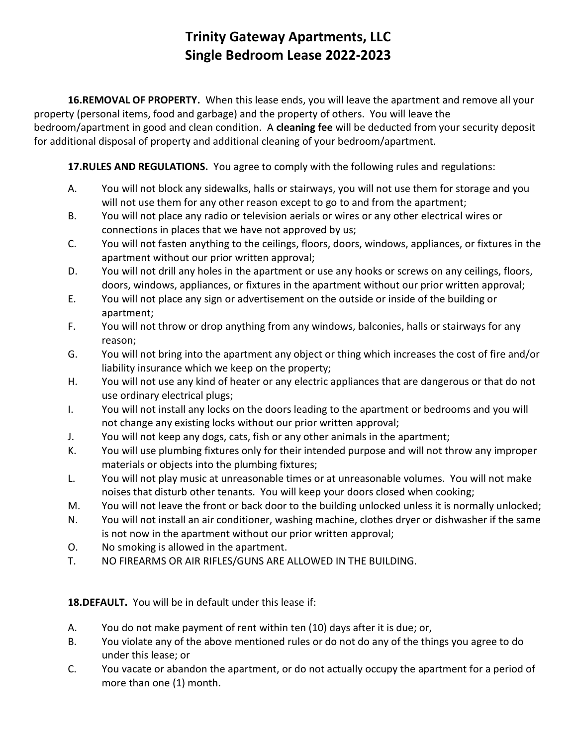# Trinity Gateway Apartments, LLC
# Single Bedroom Lease 2022-2023

**16.REMOVAL OF PROPERTY.** When this lease ends, you will leave the apartment and remove all your property (personal items, food and garbage) and the property of others. You will leave the bedroom/apartment in good and clean condition. A **cleaning fee** will be deducted from your security deposit for additional disposal of property and additional cleaning of your bedroom/apartment.

**17.RULES AND REGULATIONS.** You agree to comply with the following rules and regulations:

A. You will not block any sidewalks, halls or stairways, you will not use them for storage and you will not use them for any other reason except to go to and from the apartment;

B. You will not place any radio or television aerials or wires or any other electrical wires or connections in places that we have not approved by us;

C. You will not fasten anything to the ceilings, floors, doors, windows, appliances, or fixtures in the apartment without our prior written approval;

D. You will not drill any holes in the apartment or use any hooks or screws on any ceilings, floors, doors, windows, appliances, or fixtures in the apartment without our prior written approval;

E. You will not place any sign or advertisement on the outside or inside of the building or apartment;

F. You will not throw or drop anything from any windows, balconies, halls or stairways for any reason;

G. You will not bring into the apartment any object or thing which increases the cost of fire and/or liability insurance which we keep on the property;

H. You will not use any kind of heater or any electric appliances that are dangerous or that do not use ordinary electrical plugs;

I. You will not install any locks on the doors leading to the apartment or bedrooms and you will not change any existing locks without our prior written approval;

J. You will not keep any dogs, cats, fish or any other animals in the apartment;

K. You will use plumbing fixtures only for their intended purpose and will not throw any improper materials or objects into the plumbing fixtures;

L. You will not play music at unreasonable times or at unreasonable volumes. You will not make noises that disturb other tenants. You will keep your doors closed when cooking;

M. You will not leave the front or back door to the building unlocked unless it is normally unlocked;

N. You will not install an air conditioner, washing machine, clothes dryer or dishwasher if the same is not now in the apartment without our prior written approval;

O. No smoking is allowed in the apartment.

T. NO FIREARMS OR AIR RIFLES/GUNS ARE ALLOWED IN THE BUILDING.

**18.DEFAULT.** You will be in default under this lease if:

A. You do not make payment of rent within ten (10) days after it is due; or,

B. You violate any of the above mentioned rules or do not do any of the things you agree to do under this lease; or

C. You vacate or abandon the apartment, or do not actually occupy the apartment for a period of more than one (1) month.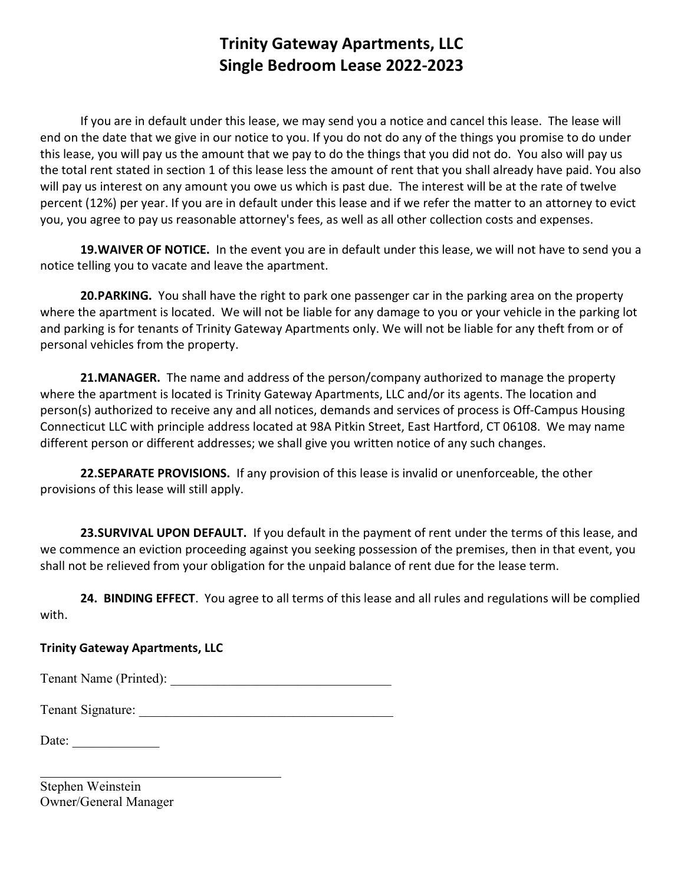# Trinity Gateway Apartments, LLC
# Single Bedroom Lease 2022-2023

If you are in default under this lease, we may send you a notice and cancel this lease. The lease will end on the date that we give in our notice to you. If you do not do any of the things you promise to do under this lease, you will pay us the amount that we pay to do the things that you did not do. You also will pay us the total rent stated in section 1 of this lease less the amount of rent that you shall already have paid. You also will pay us interest on any amount you owe us which is past due. The interest will be at the rate of twelve percent (12%) per year. If you are in default under this lease and if we refer the matter to an attorney to evict you, you agree to pay us reasonable attorney's fees, as well as all other collection costs and expenses.

**19.WAIVER OF NOTICE.** In the event you are in default under this lease, we will not have to send you a notice telling you to vacate and leave the apartment.

**20.PARKING.** You shall have the right to park one passenger car in the parking area on the property where the apartment is located. We will not be liable for any damage to you or your vehicle in the parking lot and parking is for tenants of Trinity Gateway Apartments only. We will not be liable for any theft from or of personal vehicles from the property.

**21.MANAGER.** The name and address of the person/company authorized to manage the property where the apartment is located is Trinity Gateway Apartments, LLC and/or its agents. The location and person(s) authorized to receive any and all notices, demands and services of process is Off-Campus Housing Connecticut LLC with principle address located at 98A Pitkin Street, East Hartford, CT 06108. We may name different person or different addresses; we shall give you written notice of any such changes.

**22.SEPARATE PROVISIONS.** If any provision of this lease is invalid or unenforceable, the other provisions of this lease will still apply.

**23.SURVIVAL UPON DEFAULT.** If you default in the payment of rent under the terms of this lease, and we commence an eviction proceeding against you seeking possession of the premises, then in that event, you shall not be relieved from your obligation for the unpaid balance of rent due for the lease term.

**24. BINDING EFFECT**. You agree to all terms of this lease and all rules and regulations will be complied with.

**Trinity Gateway Apartments, LLC**

Tenant Name (Printed): ________________________________

Tenant Signature: ____________________________________

Date: _____________

____________________________________

Stephen Weinstein
Owner/General Manager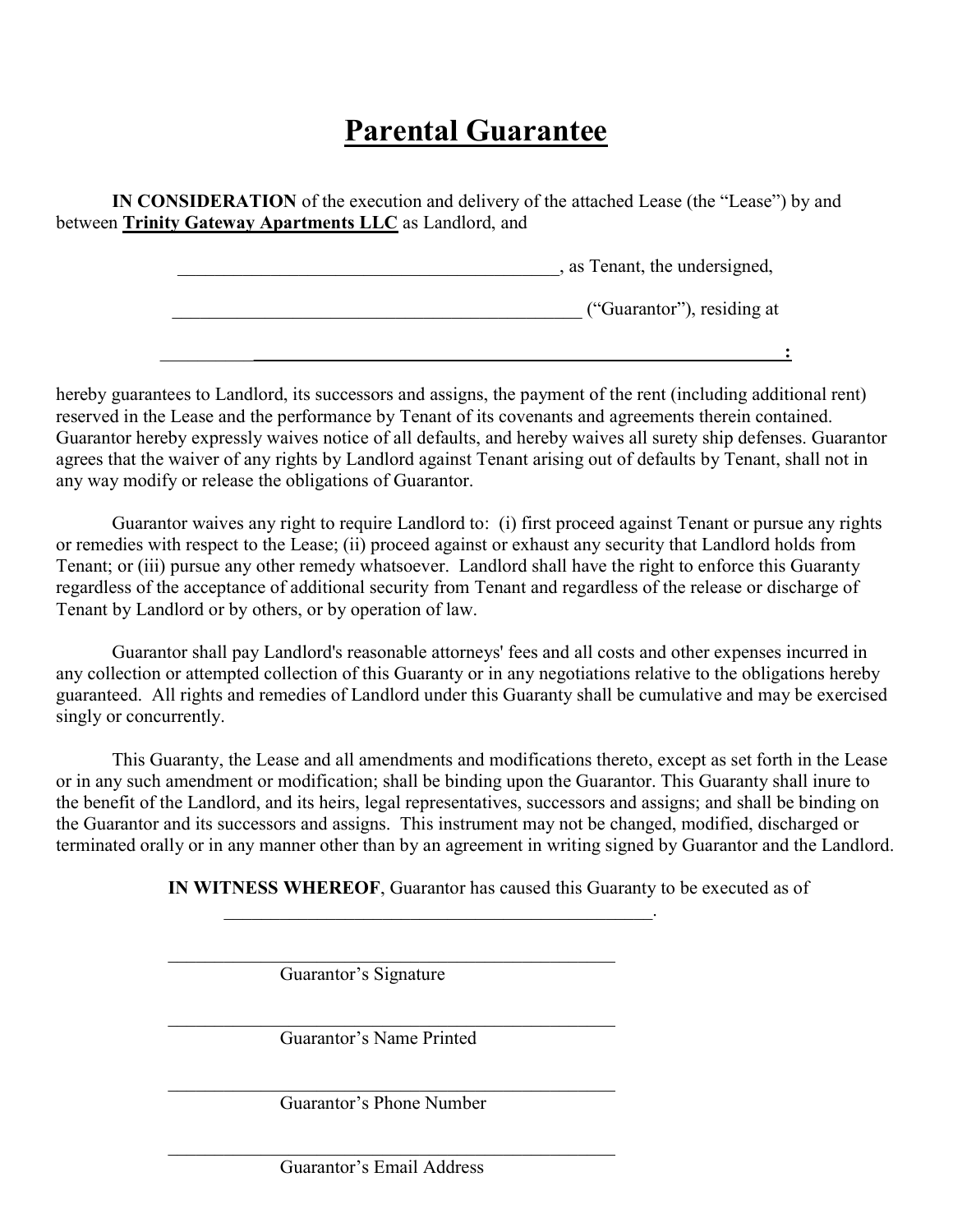# Parental Guarantee

**IN CONSIDERATION** of the execution and delivery of the attached Lease (the "Lease") by and between **Trinity Gateway Apartments LLC** as Landlord, and

____________________________________________, as Tenant, the undersigned,

______________________________________________ ("Guarantor"), residing at

_________________________________________________________________________:

hereby guarantees to Landlord, its successors and assigns, the payment of the rent (including additional rent) reserved in the Lease and the performance by Tenant of its covenants and agreements therein contained. Guarantor hereby expressly waives notice of all defaults, and hereby waives all surety ship defenses. Guarantor agrees that the waiver of any rights by Landlord against Tenant arising out of defaults by Tenant, shall not in any way modify or release the obligations of Guarantor.

Guarantor waives any right to require Landlord to: (i) first proceed against Tenant or pursue any rights or remedies with respect to the Lease; (ii) proceed against or exhaust any security that Landlord holds from Tenant; or (iii) pursue any other remedy whatsoever. Landlord shall have the right to enforce this Guaranty regardless of the acceptance of additional security from Tenant and regardless of the release or discharge of Tenant by Landlord or by others, or by operation of law.

Guarantor shall pay Landlord's reasonable attorneys' fees and all costs and other expenses incurred in any collection or attempted collection of this Guaranty or in any negotiations relative to the obligations hereby guaranteed. All rights and remedies of Landlord under this Guaranty shall be cumulative and may be exercised singly or concurrently.

This Guaranty, the Lease and all amendments and modifications thereto, except as set forth in the Lease or in any such amendment or modification; shall be binding upon the Guarantor. This Guaranty shall inure to the benefit of the Landlord, and its heirs, legal representatives, successors and assigns; and shall be binding on the Guarantor and its successors and assigns. This instrument may not be changed, modified, discharged or terminated orally or in any manner other than by an agreement in writing signed by Guarantor and the Landlord.

**IN WITNESS WHEREOF**, Guarantor has caused this Guaranty to be executed as of _______________________________________________.

_______________________________________________
Guarantor's Signature

_______________________________________________
Guarantor's Name Printed

_______________________________________________
Guarantor's Phone Number

_______________________________________________
Guarantor's Email Address